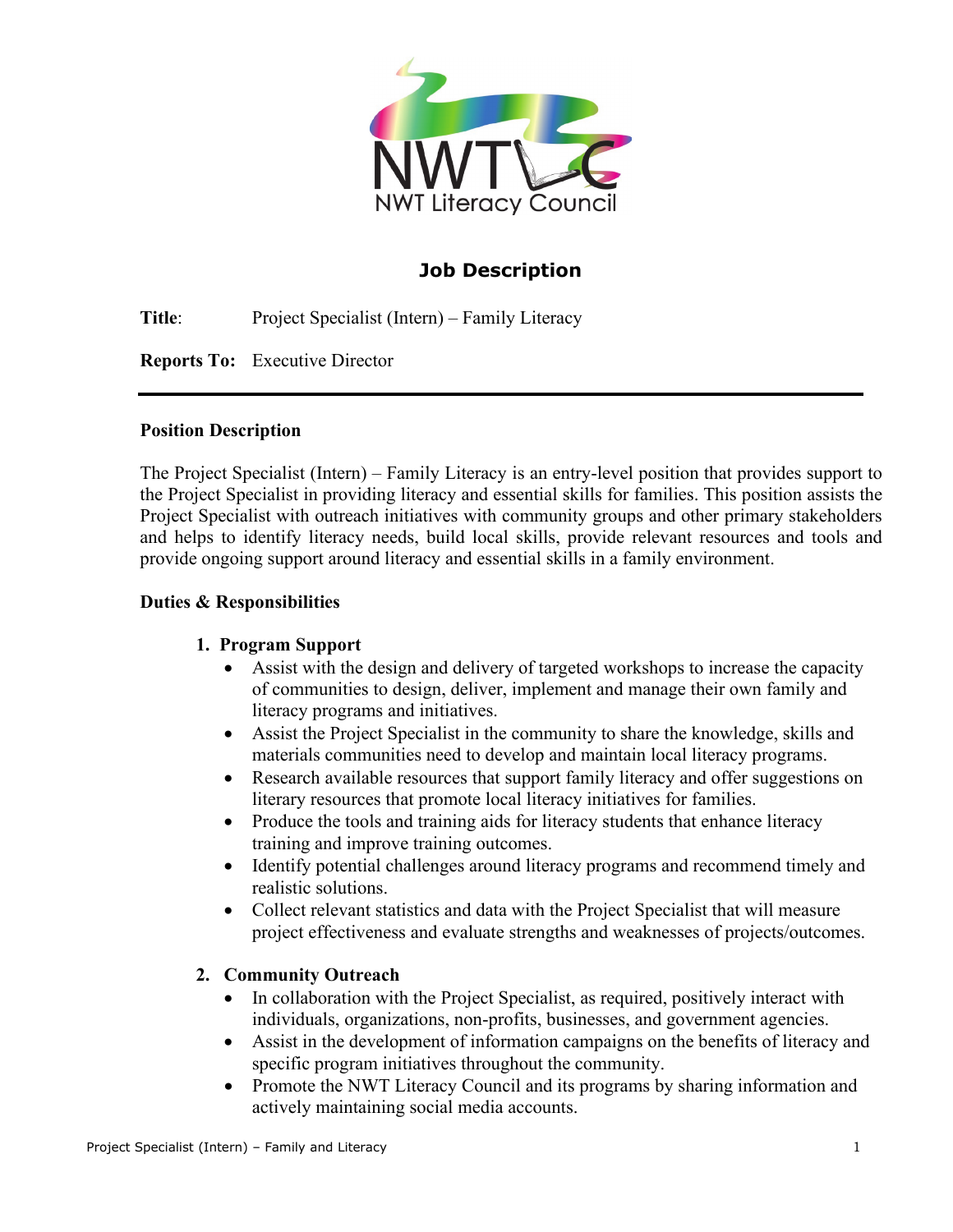NWT Literacy Council

# Job Description

**Title**: Project Specialist (Intern) – Family Literacy

**Reports To:** Executive Director

---

**Position Description**

The Project Specialist (Intern) – Family Literacy is an entry-level position that provides support to the Project Specialist in providing literacy and essential skills for families. This position assists the Project Specialist with outreach initiatives with community groups and other primary stakeholders and helps to identify literacy needs, build local skills, provide relevant resources and tools and provide ongoing support around literacy and essential skills in a family environment.

**Duties & Responsibilities**

1. **Program Support**
   - Assist with the design and delivery of targeted workshops to increase the capacity of communities to design, deliver, implement and manage their own family and literacy programs and initiatives.
   - Assist the Project Specialist in the community to share the knowledge, skills and materials communities need to develop and maintain local literacy programs.
   - Research available resources that support family literacy and offer suggestions on literary resources that promote local literacy initiatives for families.
   - Produce the tools and training aids for literacy students that enhance literacy training and improve training outcomes.
   - Identify potential challenges around literacy programs and recommend timely and realistic solutions.
   - Collect relevant statistics and data with the Project Specialist that will measure project effectiveness and evaluate strengths and weaknesses of projects/outcomes.

2. **Community Outreach**
   - In collaboration with the Project Specialist, as required, positively interact with individuals, organizations, non-profits, businesses, and government agencies.
   - Assist in the development of information campaigns on the benefits of literacy and specific program initiatives throughout the community.
   - Promote the NWT Literacy Council and its programs by sharing information and actively maintaining social media accounts.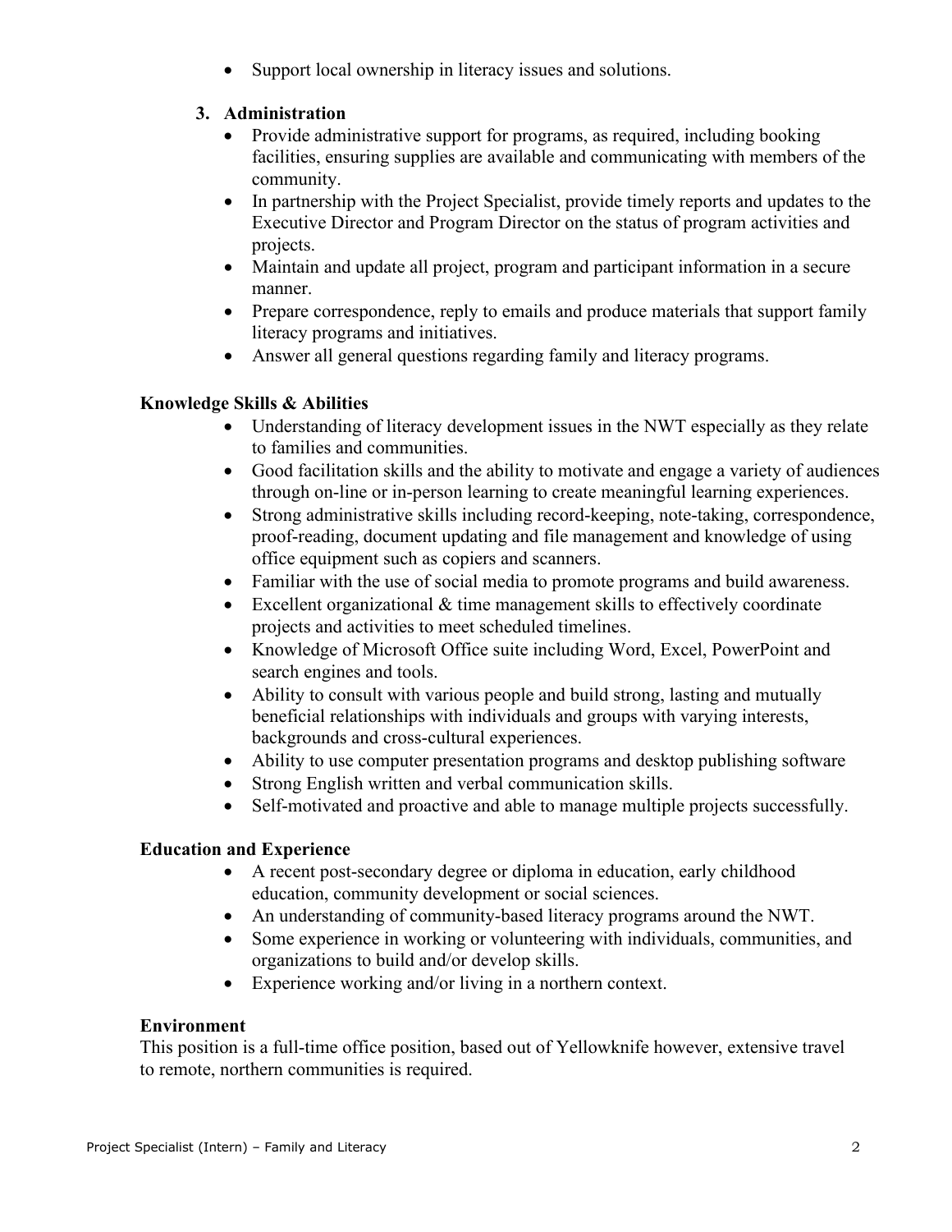- Support local ownership in literacy issues and solutions.

3. **Administration**
   - Provide administrative support for programs, as required, including booking facilities, ensuring supplies are available and communicating with members of the community.
   - In partnership with the Project Specialist, provide timely reports and updates to the Executive Director and Program Director on the status of program activities and projects.
   - Maintain and update all project, program and participant information in a secure manner.
   - Prepare correspondence, reply to emails and produce materials that support family literacy programs and initiatives.
   - Answer all general questions regarding family and literacy programs.

### Knowledge Skills & Abilities

- Understanding of literacy development issues in the NWT especially as they relate to families and communities.
- Good facilitation skills and the ability to motivate and engage a variety of audiences through on-line or in-person learning to create meaningful learning experiences.
- Strong administrative skills including record-keeping, note-taking, correspondence, proof-reading, document updating and file management and knowledge of using office equipment such as copiers and scanners.
- Familiar with the use of social media to promote programs and build awareness.
- Excellent organizational & time management skills to effectively coordinate projects and activities to meet scheduled timelines.
- Knowledge of Microsoft Office suite including Word, Excel, PowerPoint and search engines and tools.
- Ability to consult with various people and build strong, lasting and mutually beneficial relationships with individuals and groups with varying interests, backgrounds and cross-cultural experiences.
- Ability to use computer presentation programs and desktop publishing software
- Strong English written and verbal communication skills.
- Self-motivated and proactive and able to manage multiple projects successfully.

### Education and Experience

- A recent post-secondary degree or diploma in education, early childhood education, community development or social sciences.
- An understanding of community-based literacy programs around the NWT.
- Some experience in working or volunteering with individuals, communities, and organizations to build and/or develop skills.
- Experience working and/or living in a northern context.

### Environment

This position is a full-time office position, based out of Yellowknife however, extensive travel to remote, northern communities is required.